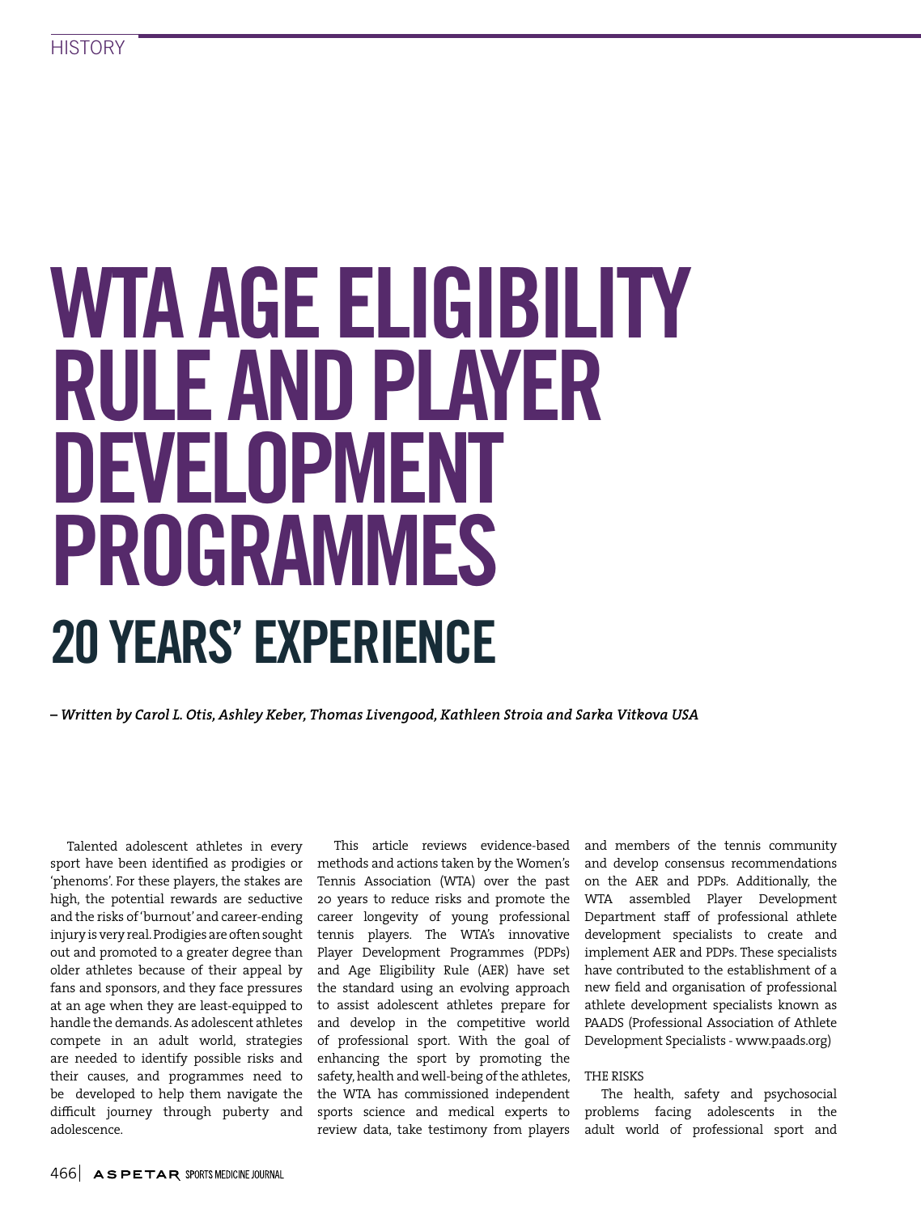# WTA AGE ELIGIBILITY RULE AND PLAYER DEVELOPMENT PROGRAMMES

## 20 YEARS' EXPERIENCE

*– Written by Carol L. Otis, Ashley Keber, Thomas Livengood, Kathleen Stroia and Sarka Vitkova USA*

Talented adolescent athletes in every sport have been identified as prodigies or 'phenoms'. For these players, the stakes are high, the potential rewards are seductive and the risks of 'burnout' and career-ending injury is very real. Prodigies are often sought out and promoted to a greater degree than older athletes because of their appeal by fans and sponsors, and they face pressures at an age when they are least-equipped to handle the demands. As adolescent athletes compete in an adult world, strategies are needed to identify possible risks and their causes, and programmes need to be developed to help them navigate the difficult journey through puberty and adolescence.

This article reviews evidence-based methods and actions taken by the Women's Tennis Association (WTA) over the past 20 years to reduce risks and promote the career longevity of young professional tennis players. The WTA's innovative Player Development Programmes (PDPs) and Age Eligibility Rule (AER) have set the standard using an evolving approach to assist adolescent athletes prepare for and develop in the competitive world of professional sport. With the goal of enhancing the sport by promoting the safety, health and well-being of the athletes, the WTA has commissioned independent sports science and medical experts to review data, take testimony from players and members of the tennis community and develop consensus recommendations on the AER and PDPs. Additionally, the WTA assembled Player Development Department staff of professional athlete development specialists to create and implement AER and PDPs. These specialists have contributed to the establishment of a new field and organisation of professional athlete development specialists known as PAADS (Professional Association of Athlete Development Specialists - www.paads.org)

### THE RISKS

The health, safety and psychosocial problems facing adolescents in the adult world of professional sport and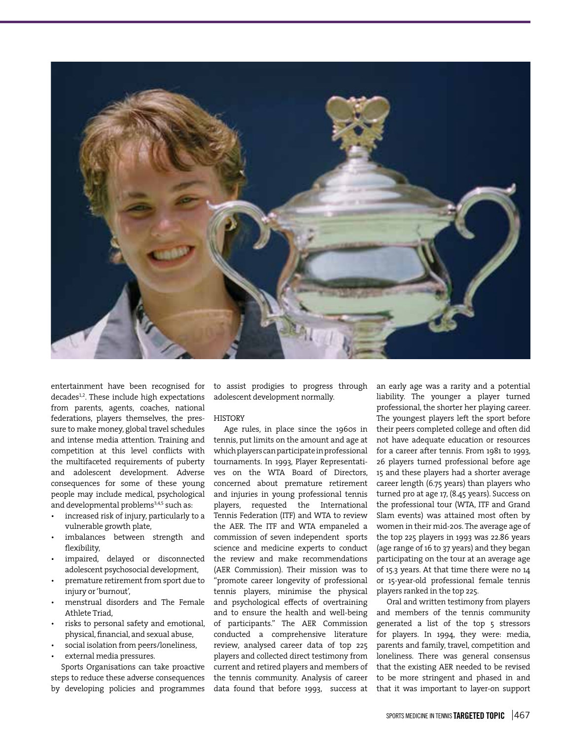entertainment have been recognised for decades[1,2]. These include high expectations from parents, agents, coaches, national federations, players themselves, the pressure to make money, global travel schedules and intense media attention. Training and competition at this level conflicts with the multifaceted requirements of puberty and adolescent development. Adverse consequences for some of these young people may include medical, psychological and developmental problems[3,4,5] such as:

- increased risk of injury, particularly to a vulnerable growth plate,
- imbalances between strength and flexibility,
- impaired, delayed or disconnected adolescent psychosocial development,
- premature retirement from sport due to injury or 'burnout',
- menstrual disorders and The Female Athlete Triad,
- risks to personal safety and emotional, physical, financial, and sexual abuse,
- social isolation from peers/loneliness,
- external media pressures.

Sports Organisations can take proactive steps to reduce these adverse consequences by developing policies and programmes to assist prodigies to progress through adolescent development normally.

## HISTORY

Age rules, in place since the 1960s in tennis, put limits on the amount and age at which players can participate in professional tournaments. In 1993, Player Representatives on the WTA Board of Directors, concerned about premature retirement and injuries in young professional tennis players, requested the International Tennis Federation (ITF) and WTA to review the AER. The ITF and WTA empaneled a commission of seven independent sports science and medicine experts to conduct the review and make recommendations (AER Commission). Their mission was to "promote career longevity of professional tennis players, minimise the physical and psychological effects of overtraining and to ensure the health and well-being of participants." The AER Commission conducted a comprehensive literature review, analysed career data of top 225 players and collected direct testimony from current and retired players and members of the tennis community. Analysis of career data found that before 1993, success at an early age was a rarity and a potential liability. The younger a player turned professional, the shorter her playing career. The youngest players left the sport before their peers completed college and often did not have adequate education or resources for a career after tennis. From 1981 to 1993, 26 players turned professional before age 15 and these players had a shorter average career length (6.75 years) than players who turned pro at age 17, (8.45 years). Success on the professional tour (WTA, ITF and Grand Slam events) was attained most often by women in their mid-20s. The average age of the top 225 players in 1993 was 22.86 years (age range of 16 to 37 years) and they began participating on the tour at an average age of 15.3 years. At that time there were no 14 or 15-year-old professional female tennis players ranked in the top 225.

Oral and written testimony from players and members of the tennis community generated a list of the top 5 stressors for players. In 1994, they were: media, parents and family, travel, competition and loneliness. There was general consensus that the existing AER needed to be revised to be more stringent and phased in and that it was important to layer-on support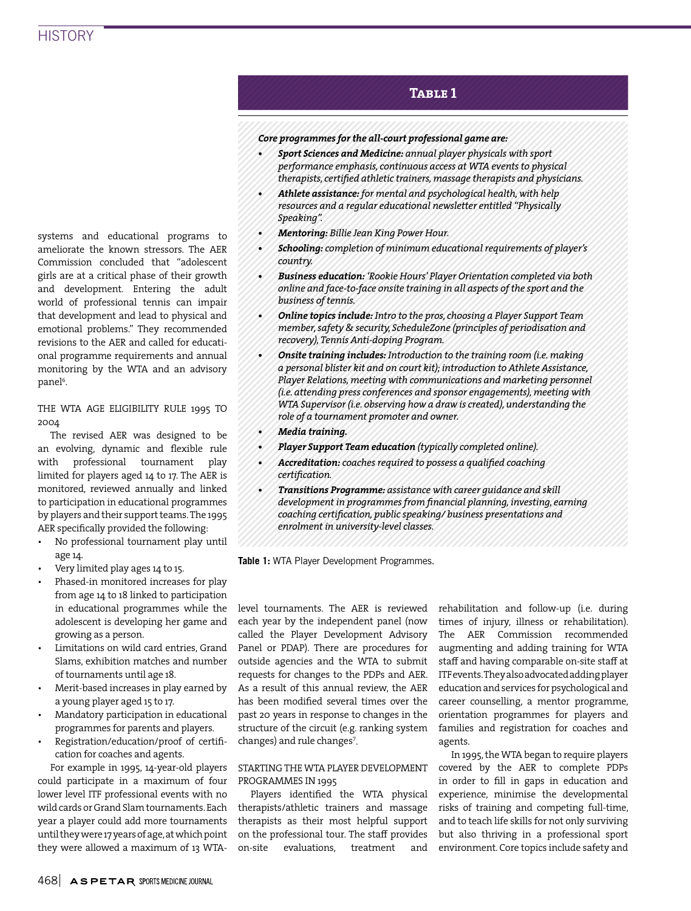systems and educational programs to ameliorate the known stressors. The AER Commission concluded that "adolescent girls are at a critical phase of their growth and development. Entering the adult world of professional tennis can impair that development and lead to physical and emotional problems." They recommended revisions to the AER and called for educational programme requirements and annual monitoring by the WTA and an advisory panel[6].

### THE WTA AGE ELIGIBILITY RULE 1995 TO 2004

The revised AER was designed to be an evolving, dynamic and flexible rule with professional tournament play limited for players aged 14 to 17. The AER is monitored, reviewed annually and linked to participation in educational programmes by players and their support teams. The 1995 AER specifically provided the following:

- No professional tournament play until age 14.
- Very limited play ages 14 to 15.
- Phased-in monitored increases for play from age 14 to 18 linked to participation in educational programmes while the adolescent is developing her game and growing as a person.
- Limitations on wild card entries, Grand Slams, exhibition matches and number of tournaments until age 18.
- Merit-based increases in play earned by a young player aged 15 to 17.
- Mandatory participation in educational programmes for parents and players.
- Registration/education/proof of certification for coaches and agents.

For example in 1995, 14-year-old players could participate in a maximum of four lower level ITF professional events with no wild cards or Grand Slam tournaments. Each year a player could add more tournaments until they were 17 years of age, at which point they were allowed a maximum of 13 WTA-level tournaments. The AER is reviewed each year by the independent panel (now called the Player Development Advisory Panel or PDAP). There are procedures for outside agencies and the WTA to submit requests for changes to the PDPs and AER. As a result of this annual review, the AER has been modified several times over the past 20 years in response to changes in the structure of the circuit (e.g. ranking system changes) and rule changes[7].

**Table 1**

***Core programmes for the all-court professional game are:***

- ***Sport Sciences and Medicine:*** *annual player physicals with sport performance emphasis, continuous access at WTA events to physical therapists, certified athletic trainers, massage therapists and physicians.*
- ***Athlete assistance:*** *for mental and psychological health, with help resources and a regular educational newsletter entitled "Physically Speaking".*
- ***Mentoring:*** *Billie Jean King Power Hour.*
- ***Schooling:*** *completion of minimum educational requirements of player's country.*
- ***Business education:*** *'Rookie Hours' Player Orientation completed via both online and face-to-face onsite training in all aspects of the sport and the business of tennis.*
- ***Online topics include:*** *Intro to the pros, choosing a Player Support Team member, safety & security, ScheduleZone (principles of periodisation and recovery), Tennis Anti-doping Program.*
- ***Onsite training includes:*** *Introduction to the training room (i.e. making a personal blister kit and on court kit); introduction to Athlete Assistance, Player Relations, meeting with communications and marketing personnel (i.e. attending press conferences and sponsor engagements), meeting with WTA Supervisor (i.e. observing how a draw is created), understanding the role of a tournament promoter and owner.*
- ***Media training.***
- ***Player Support Team education*** *(typically completed online).*
- ***Accreditation:*** *coaches required to possess a qualified coaching certification.*
- ***Transitions Programme:*** *assistance with career guidance and skill development in programmes from financial planning, investing, earning coaching certification, public speaking/ business presentations and enrolment in university-level classes.*

**Table 1:** WTA Player Development Programmes.

### STARTING THE WTA PLAYER DEVELOPMENT PROGRAMMES IN 1995

Players identified the WTA physical therapists/athletic trainers and massage therapists as their most helpful support on the professional tour. The staff provides on-site evaluations, treatment and rehabilitation and follow-up (i.e. during times of injury, illness or rehabilitation). The AER Commission recommended augmenting and adding training for WTA staff and having comparable on-site staff at ITF events. They also advocated adding player education and services for psychological and career counselling, a mentor programme, orientation programmes for players and families and registration for coaches and agents.

In 1995, the WTA began to require players covered by the AER to complete PDPs in order to fill in gaps in education and experience, minimise the developmental risks of training and competing full-time, and to teach life skills for not only surviving but also thriving in a professional sport environment. Core topics include safety and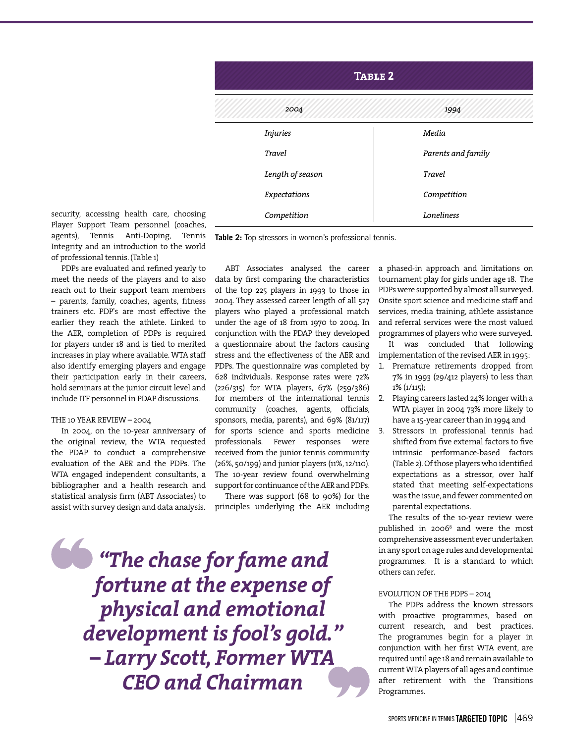security, accessing health care, choosing Player Support Team personnel (coaches, agents), Tennis Anti-Doping, Tennis Integrity and an introduction to the world of professional tennis. (Table 1)

PDPs are evaluated and refined yearly to meet the needs of the players and to also reach out to their support team members – parents, family, coaches, agents, fitness trainers etc. PDP's are most effective the earlier they reach the athlete. Linked to the AER, completion of PDPs is required for players under 18 and is tied to merited increases in play where available. WTA staff also identify emerging players and engage their participation early in their careers, hold seminars at the junior circuit level and include ITF personnel in PDAP discussions.

**Table 2**

| *2004* | *1994* |
|---|---|
| *Injuries* | *Media* |
| *Travel* | *Parents and family* |
| *Length of season* | *Travel* |
| *Expectations* | *Competition* |
| *Competition* | *Loneliness* |

**Table 2:** Top stressors in women's professional tennis.

THE 10 YEAR REVIEW – 2004

In 2004, on the 10-year anniversary of the original review, the WTA requested the PDAP to conduct a comprehensive evaluation of the AER and the PDPs. The WTA engaged independent consultants, a bibliographer and a health research and statistical analysis firm (ABT Associates) to assist with survey design and data analysis.

ABT Associates analysed the career data by first comparing the characteristics of the top 225 players in 1993 to those in 2004. They assessed career length of all 527 players who played a professional match under the age of 18 from 1970 to 2004. In conjunction with the PDAP they developed a questionnaire about the factors causing stress and the effectiveness of the AER and PDPs. The questionnaire was completed by 628 individuals. Response rates were 72% (226/315) for WTA players, 67% (259/386) for members of the international tennis community (coaches, agents, officials, sponsors, media, parents), and 69% (81/117) for sports science and sports medicine professionals. Fewer responses were received from the junior tennis community (26%, 50/199) and junior players (11%, 12/110). The 10-year review found overwhelming support for continuance of the AER and PDPs.

There was support (68 to 90%) for the principles underlying the AER including a phased-in approach and limitations on tournament play for girls under age 18. The PDPs were supported by almost all surveyed. Onsite sport science and medicine staff and services, media training, athlete assistance and referral services were the most valued programmes of players who were surveyed.

It was concluded that following implementation of the revised AER in 1995:

1. Premature retirements dropped from 7% in 1993 (29/412 players) to less than 1% (1/115);
2. Playing careers lasted 24% longer with a WTA player in 2004 73% more likely to have a 15-year career than in 1994 and
3. Stressors in professional tennis had shifted from five external factors to five intrinsic performance-based factors (Table 2). Of those players who identified expectations as a stressor, over half stated that meeting self-expectations was the issue, and fewer commented on parental expectations.

The results of the 10-year review were published in 2006[8] and were the most comprehensive assessment ever undertaken in any sport on age rules and developmental programmes. It is a standard to which others can refer.

> ***"The chase for fame and fortune at the expense of physical and emotional development is fool's gold." – Larry Scott, Former WTA CEO and Chairman***

EVOLUTION OF THE PDPS – 2014

The PDPs address the known stressors with proactive programmes, based on current research, and best practices. The programmes begin for a player in conjunction with her first WTA event, are required until age 18 and remain available to current WTA players of all ages and continue after retirement with the Transitions Programmes.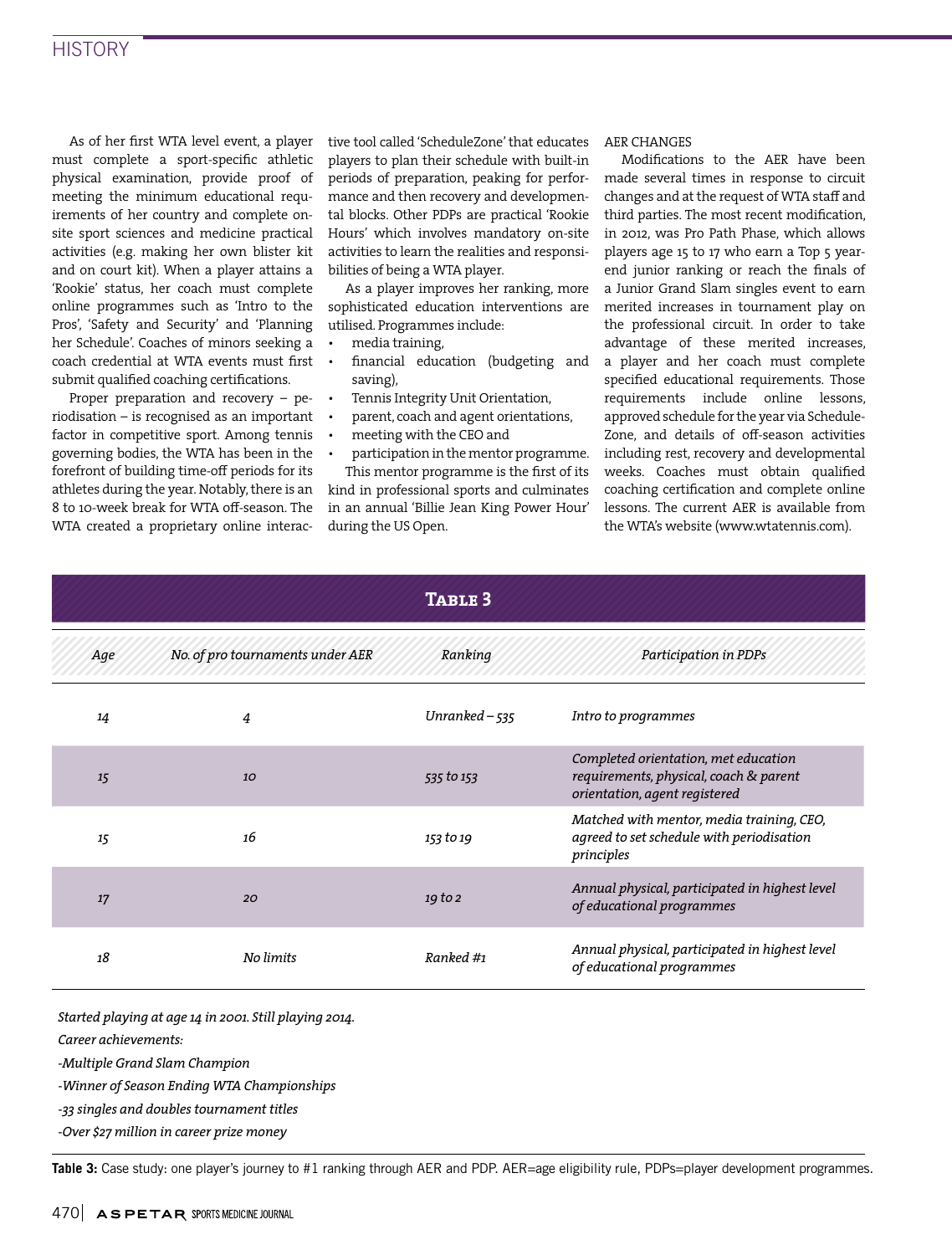As of her first WTA level event, a player must complete a sport-specific athletic physical examination, provide proof of meeting the minimum educational requirements of her country and complete onsite sport sciences and medicine practical activities (e.g. making her own blister kit and on court kit). When a player attains a 'Rookie' status, her coach must complete online programmes such as 'Intro to the Pros', 'Safety and Security' and 'Planning her Schedule'. Coaches of minors seeking a coach credential at WTA events must first submit qualified coaching certifications.

Proper preparation and recovery – periodisation – is recognised as an important factor in competitive sport. Among tennis governing bodies, the WTA has been in the forefront of building time-off periods for its athletes during the year. Notably, there is an 8 to 10-week break for WTA off-season. The WTA created a proprietary online interactive tool called 'ScheduleZone' that educates players to plan their schedule with built-in periods of preparation, peaking for performance and then recovery and developmental blocks. Other PDPs are practical 'Rookie Hours' which involves mandatory on-site activities to learn the realities and responsibilities of being a WTA player.

As a player improves her ranking, more sophisticated education interventions are utilised. Programmes include:

- media training,
- financial education (budgeting and saving),
- Tennis Integrity Unit Orientation,
- parent, coach and agent orientations,
- meeting with the CEO and
- participation in the mentor programme.

This mentor programme is the first of its kind in professional sports and culminates in an annual 'Billie Jean King Power Hour' during the US Open.

## AER CHANGES

Modifications to the AER have been made several times in response to circuit changes and at the request of WTA staff and third parties. The most recent modification, in 2012, was Pro Path Phase, which allows players age 15 to 17 who earn a Top 5 year-end junior ranking or reach the finals of a Junior Grand Slam singles event to earn merited increases in tournament play on the professional circuit. In order to take advantage of these merited increases, a player and her coach must complete specified educational requirements. Those requirements include online lessons, approved schedule for the year via ScheduleZone, and details of off-season activities including rest, recovery and developmental weeks. Coaches must obtain qualified coaching certification and complete online lessons. The current AER is available from the WTA's website (www.wtatennis.com).

**Table 3**

| *Age* | *No. of pro tournaments under AER* | *Ranking* | *Participation in PDPs* |
|---|---|---|---|
| *14* | *4* | *Unranked – 535* | *Intro to programmes* |
| *15* | *10* | *535 to 153* | *Completed orientation, met education requirements, physical, coach & parent orientation, agent registered* |
| *15* | *16* | *153 to 19* | *Matched with mentor, media training, CEO, agreed to set schedule with periodisation principles* |
| *17* | *20* | *19 to 2* | *Annual physical, participated in highest level of educational programmes* |
| *18* | *No limits* | *Ranked #1* | *Annual physical, participated in highest level of educational programmes* |

*Started playing at age 14 in 2001. Still playing 2014.*

*Career achievements:*

*-Multiple Grand Slam Champion*

*-Winner of Season Ending WTA Championships*

*-33 singles and doubles tournament titles*

*-Over $27 million in career prize money*

**Table 3:** Case study: one player's journey to #1 ranking through AER and PDP. AER=age eligibility rule, PDPs=player development programmes.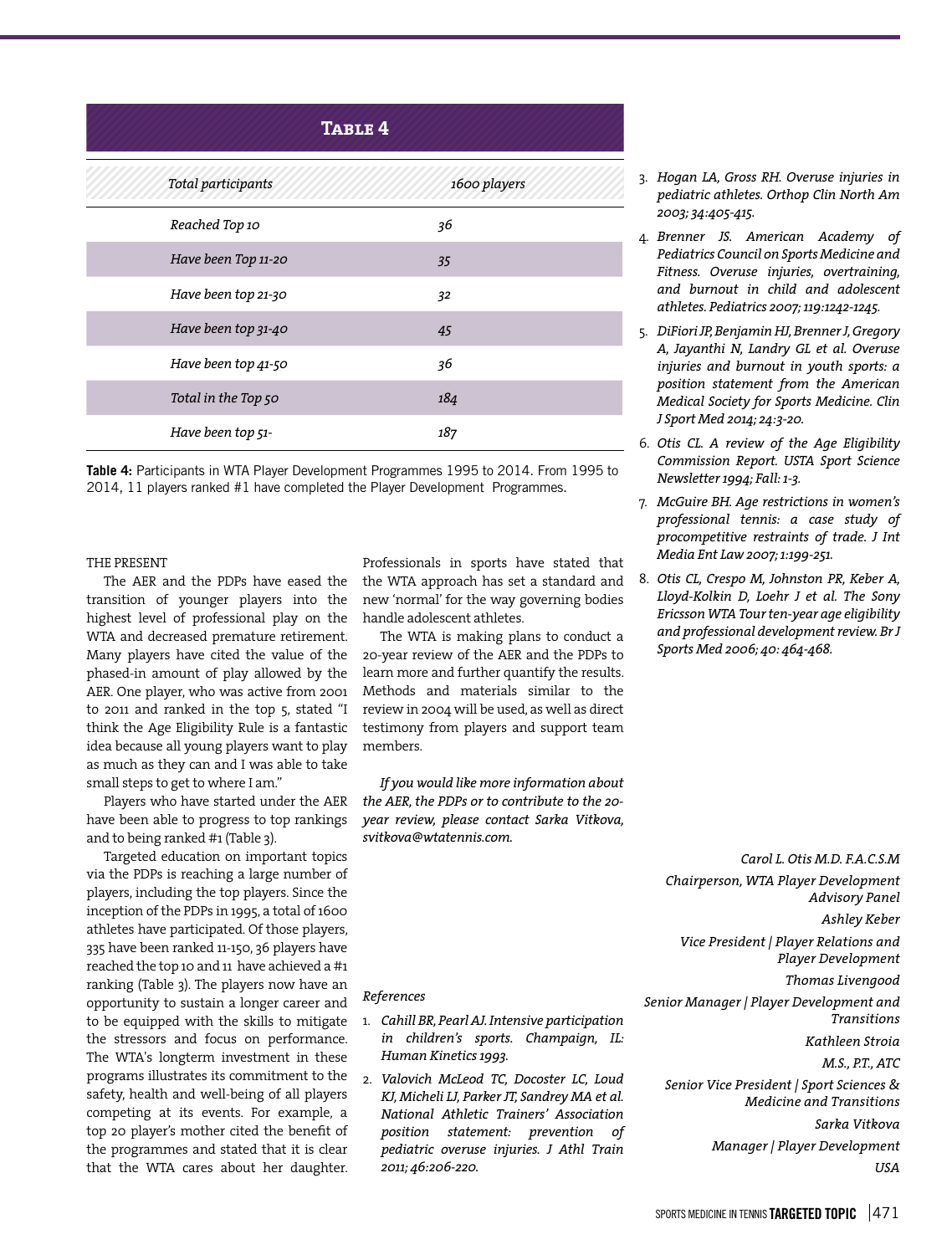## Table 4

| Total participants | 1600 players |
|---|---|
| Reached Top 10 | 36 |
| Have been Top 11-20 | 35 |
| Have been top 21-30 | 32 |
| Have been top 31-40 | 45 |
| Have been top 41-50 | 36 |
| Total in the Top 50 | 184 |
| Have been top 51- | 187 |

**Table 4:** Participants in WTA Player Development Programmes 1995 to 2014. From 1995 to 2014, 11 players ranked #1 have completed the Player Development Programmes.

THE PRESENT

The AER and the PDPs have eased the transition of younger players into the highest level of professional play on the WTA and decreased premature retirement. Many players have cited the value of the phased-in amount of play allowed by the AER. One player, who was active from 2001 to 2011 and ranked in the top 5, stated "I think the Age Eligibility Rule is a fantastic idea because all young players want to play as much as they can and I was able to take small steps to get to where I am."

Players who have started under the AER have been able to progress to top rankings and to being ranked #1 (Table 3).

Targeted education on important topics via the PDPs is reaching a large number of players, including the top players. Since the inception of the PDPs in 1995, a total of 1600 athletes have participated. Of those players, 335 have been ranked 11-150, 36 players have reached the top 10 and 11 have achieved a #1 ranking (Table 3). The players now have an opportunity to sustain a longer career and to be equipped with the skills to mitigate the stressors and focus on performance. The WTA's longterm investment in these programs illustrates its commitment to the safety, health and well-being of all players competing at its events. For example, a top 20 player's mother cited the benefit of the programmes and stated that it is clear that the WTA cares about her daughter. Professionals in sports have stated that the WTA approach has set a standard and new 'normal' for the way governing bodies handle adolescent athletes.

The WTA is making plans to conduct a 20-year review of the AER and the PDPs to learn more and further quantify the results. Methods and materials similar to the review in 2004 will be used, as well as direct testimony from players and support team members.

*If you would like more information about the AER, the PDPs or to contribute to the 20-year review, please contact Sarka Vitkova, svitkova@wtatennis.com.*

*References*

1. *Cahill BR, Pearl AJ. Intensive participation in children's sports. Champaign, IL: Human Kinetics 1993.*
2. *Valovich McLeod TC, Docoster LC, Loud KJ, Micheli LJ, Parker JT, Sandrey MA et al. National Athletic Trainers' Association position statement: prevention of pediatric overuse injuries. J Athl Train 2011; 46:206-220.*
3. *Hogan LA, Gross RH. Overuse injuries in pediatric athletes. Orthop Clin North Am 2003; 34:405-415.*
4. *Brenner JS. American Academy of Pediatrics Council on Sports Medicine and Fitness. Overuse injuries, overtraining, and burnout in child and adolescent athletes. Pediatrics 2007; 119:1242-1245.*
5. *DiFiori JP, Benjamin HJ, Brenner J, Gregory A, Jayanthi N, Landry GL et al. Overuse injuries and burnout in youth sports: a position statement from the American Medical Society for Sports Medicine. Clin J Sport Med 2014; 24:3-20.*
6. *Otis CL. A review of the Age Eligibility Commission Report. USTA Sport Science Newsletter 1994; Fall: 1-3.*
7. *McGuire BH. Age restrictions in women's professional tennis: a case study of procompetitive restraints of trade. J Int Media Ent Law 2007; 1:199-251.*
8. *Otis CL, Crespo M, Johnston PR, Keber A, Lloyd-Kolkin D, Loehr J et al. The Sony Ericsson WTA Tour ten-year age eligibility and professional development review. Br J Sports Med 2006; 40: 464-468.*

*Carol L. Otis M.D. F.A.C.S.M*
*Chairperson, WTA Player Development Advisory Panel*

*Ashley Keber*
*Vice President | Player Relations and Player Development*

*Thomas Livengood*
*Senior Manager | Player Development and Transitions*

*Kathleen Stroia*
*M.S., P.T., ATC*
*Senior Vice President | Sport Sciences & Medicine and Transitions*

*Sarka Vitkova*
*Manager | Player Development*

*USA*